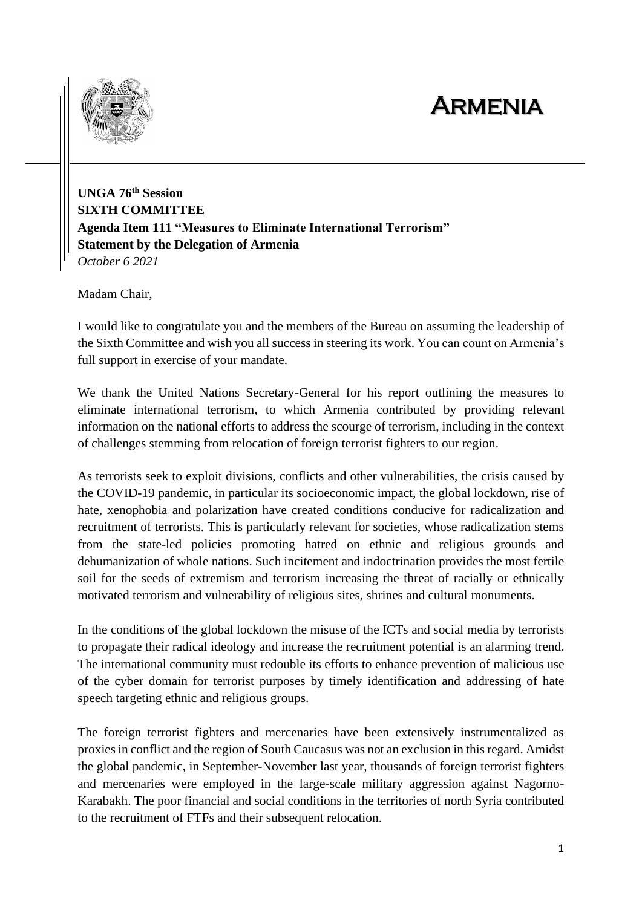# Armenia

**UNGA 76th Session**
**SIXTH COMMITTEE**
**Agenda Item 111 "Measures to Eliminate International Terrorism"**
**Statement by the Delegation of Armenia**
*October 6 2021*

Madam Chair,

I would like to congratulate you and the members of the Bureau on assuming the leadership of the Sixth Committee and wish you all success in steering its work. You can count on Armenia's full support in exercise of your mandate.

We thank the United Nations Secretary-General for his report outlining the measures to eliminate international terrorism, to which Armenia contributed by providing relevant information on the national efforts to address the scourge of terrorism, including in the context of challenges stemming from relocation of foreign terrorist fighters to our region.

As terrorists seek to exploit divisions, conflicts and other vulnerabilities, the crisis caused by the COVID-19 pandemic, in particular its socioeconomic impact, the global lockdown, rise of hate, xenophobia and polarization have created conditions conducive for radicalization and recruitment of terrorists. This is particularly relevant for societies, whose radicalization stems from the state-led policies promoting hatred on ethnic and religious grounds and dehumanization of whole nations. Such incitement and indoctrination provides the most fertile soil for the seeds of extremism and terrorism increasing the threat of racially or ethnically motivated terrorism and vulnerability of religious sites, shrines and cultural monuments.

In the conditions of the global lockdown the misuse of the ICTs and social media by terrorists to propagate their radical ideology and increase the recruitment potential is an alarming trend. The international community must redouble its efforts to enhance prevention of malicious use of the cyber domain for terrorist purposes by timely identification and addressing of hate speech targeting ethnic and religious groups.

The foreign terrorist fighters and mercenaries have been extensively instrumentalized as proxies in conflict and the region of South Caucasus was not an exclusion in this regard. Amidst the global pandemic, in September-November last year, thousands of foreign terrorist fighters and mercenaries were employed in the large-scale military aggression against Nagorno-Karabakh. The poor financial and social conditions in the territories of north Syria contributed to the recruitment of FTFs and their subsequent relocation.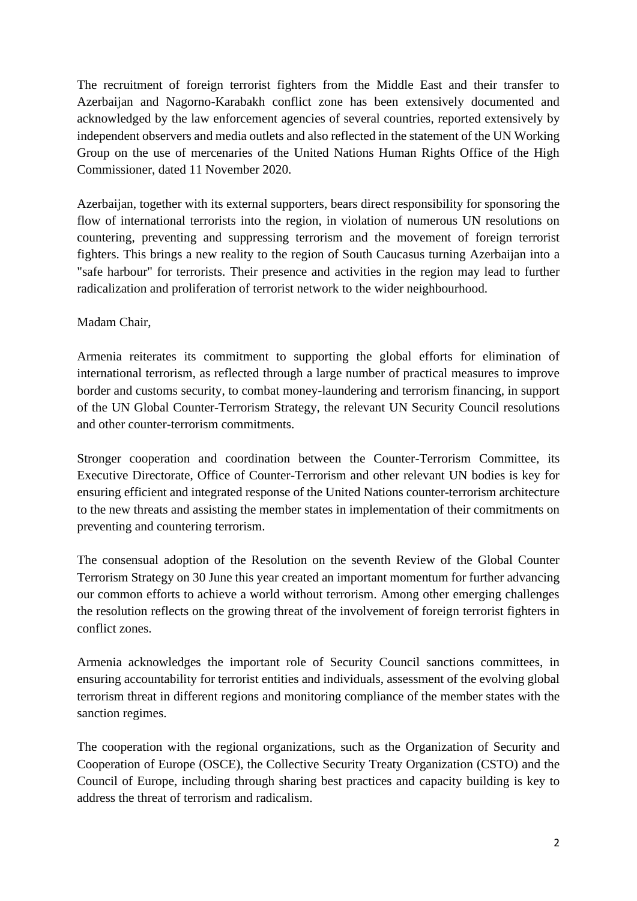The recruitment of foreign terrorist fighters from the Middle East and their transfer to Azerbaijan and Nagorno-Karabakh conflict zone has been extensively documented and acknowledged by the law enforcement agencies of several countries, reported extensively by independent observers and media outlets and also reflected in the statement of the UN Working Group on the use of mercenaries of the United Nations Human Rights Office of the High Commissioner, dated 11 November 2020.

Azerbaijan, together with its external supporters, bears direct responsibility for sponsoring the flow of international terrorists into the region, in violation of numerous UN resolutions on countering, preventing and suppressing terrorism and the movement of foreign terrorist fighters. This brings a new reality to the region of South Caucasus turning Azerbaijan into a "safe harbour" for terrorists. Their presence and activities in the region may lead to further radicalization and proliferation of terrorist network to the wider neighbourhood.

Madam Chair,

Armenia reiterates its commitment to supporting the global efforts for elimination of international terrorism, as reflected through a large number of practical measures to improve border and customs security, to combat money-laundering and terrorism financing, in support of the UN Global Counter-Terrorism Strategy, the relevant UN Security Council resolutions and other counter-terrorism commitments.

Stronger cooperation and coordination between the Counter-Terrorism Committee, its Executive Directorate, Office of Counter-Terrorism and other relevant UN bodies is key for ensuring efficient and integrated response of the United Nations counter-terrorism architecture to the new threats and assisting the member states in implementation of their commitments on preventing and countering terrorism.

The consensual adoption of the Resolution on the seventh Review of the Global Counter Terrorism Strategy on 30 June this year created an important momentum for further advancing our common efforts to achieve a world without terrorism. Among other emerging challenges the resolution reflects on the growing threat of the involvement of foreign terrorist fighters in conflict zones.

Armenia acknowledges the important role of Security Council sanctions committees, in ensuring accountability for terrorist entities and individuals, assessment of the evolving global terrorism threat in different regions and monitoring compliance of the member states with the sanction regimes.

The cooperation with the regional organizations, such as the Organization of Security and Cooperation of Europe (OSCE), the Collective Security Treaty Organization (CSTO) and the Council of Europe, including through sharing best practices and capacity building is key to address the threat of terrorism and radicalism.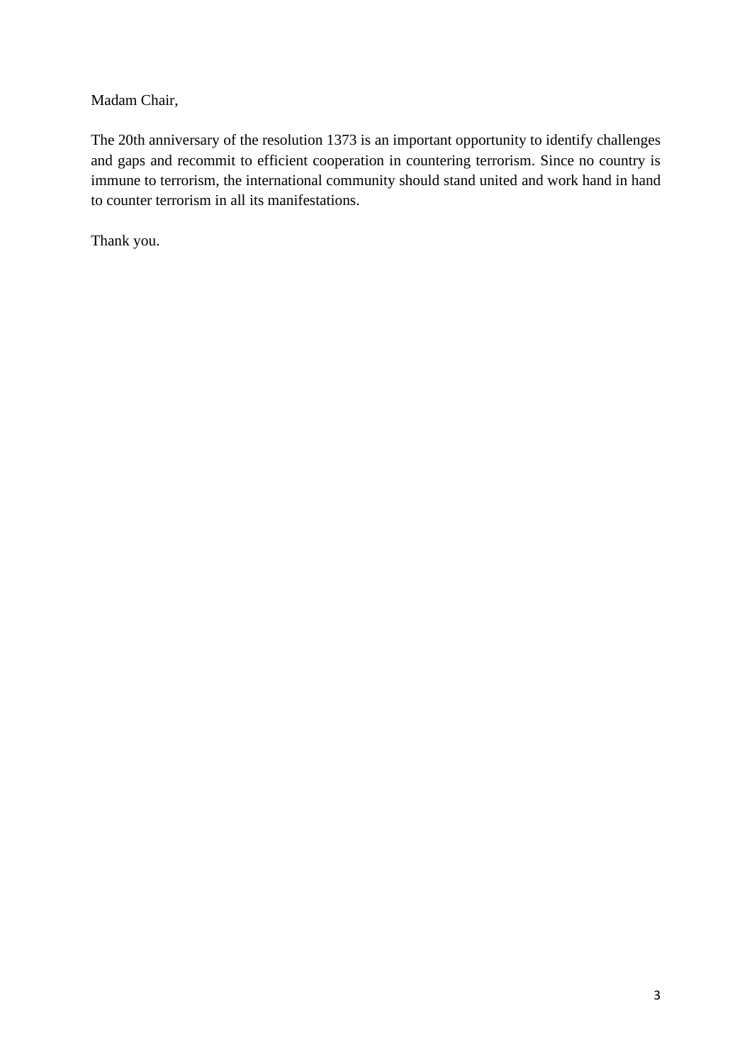Madam Chair,

The 20th anniversary of the resolution 1373 is an important opportunity to identify challenges and gaps and recommit to efficient cooperation in countering terrorism. Since no country is immune to terrorism, the international community should stand united and work hand in hand to counter terrorism in all its manifestations.

Thank you.